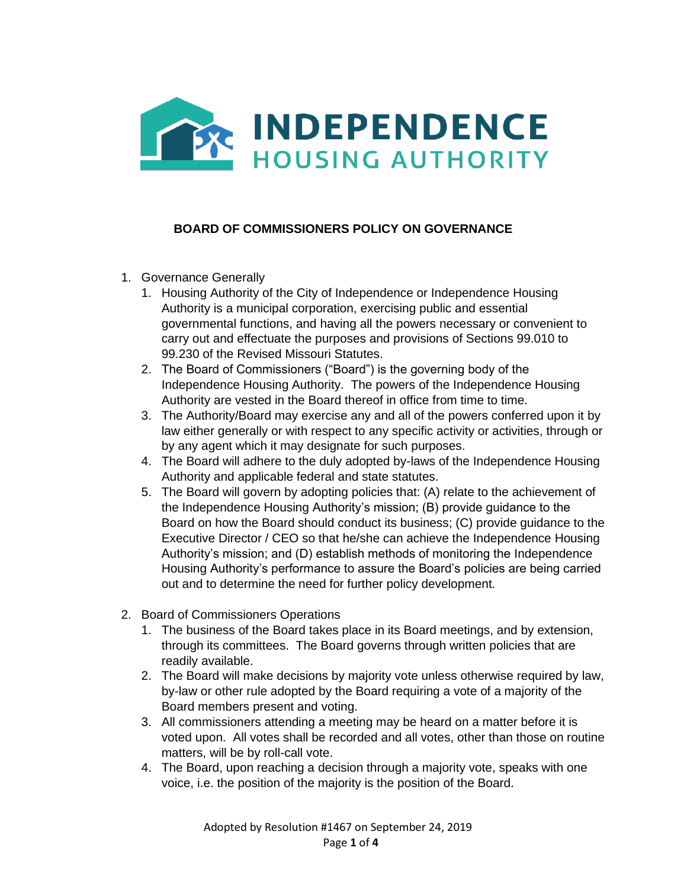# INDEPENDENCE HOUSING AUTHORITY

## BOARD OF COMMISSIONERS POLICY ON GOVERNANCE

1. Governance Generally
   1. Housing Authority of the City of Independence or Independence Housing Authority is a municipal corporation, exercising public and essential governmental functions, and having all the powers necessary or convenient to carry out and effectuate the purposes and provisions of Sections 99.010 to 99.230 of the Revised Missouri Statutes.
   2. The Board of Commissioners ("Board") is the governing body of the Independence Housing Authority. The powers of the Independence Housing Authority are vested in the Board thereof in office from time to time.
   3. The Authority/Board may exercise any and all of the powers conferred upon it by law either generally or with respect to any specific activity or activities, through or by any agent which it may designate for such purposes.
   4. The Board will adhere to the duly adopted by-laws of the Independence Housing Authority and applicable federal and state statutes.
   5. The Board will govern by adopting policies that: (A) relate to the achievement of the Independence Housing Authority's mission; (B) provide guidance to the Board on how the Board should conduct its business; (C) provide guidance to the Executive Director / CEO so that he/she can achieve the Independence Housing Authority's mission; and (D) establish methods of monitoring the Independence Housing Authority's performance to assure the Board's policies are being carried out and to determine the need for further policy development.

2. Board of Commissioners Operations
   1. The business of the Board takes place in its Board meetings, and by extension, through its committees. The Board governs through written policies that are readily available.
   2. The Board will make decisions by majority vote unless otherwise required by law, by-law or other rule adopted by the Board requiring a vote of a majority of the Board members present and voting.
   3. All commissioners attending a meeting may be heard on a matter before it is voted upon. All votes shall be recorded and all votes, other than those on routine matters, will be by roll-call vote.
   4. The Board, upon reaching a decision through a majority vote, speaks with one voice, i.e. the position of the majority is the position of the Board.

Adopted by Resolution #1467 on September 24, 2019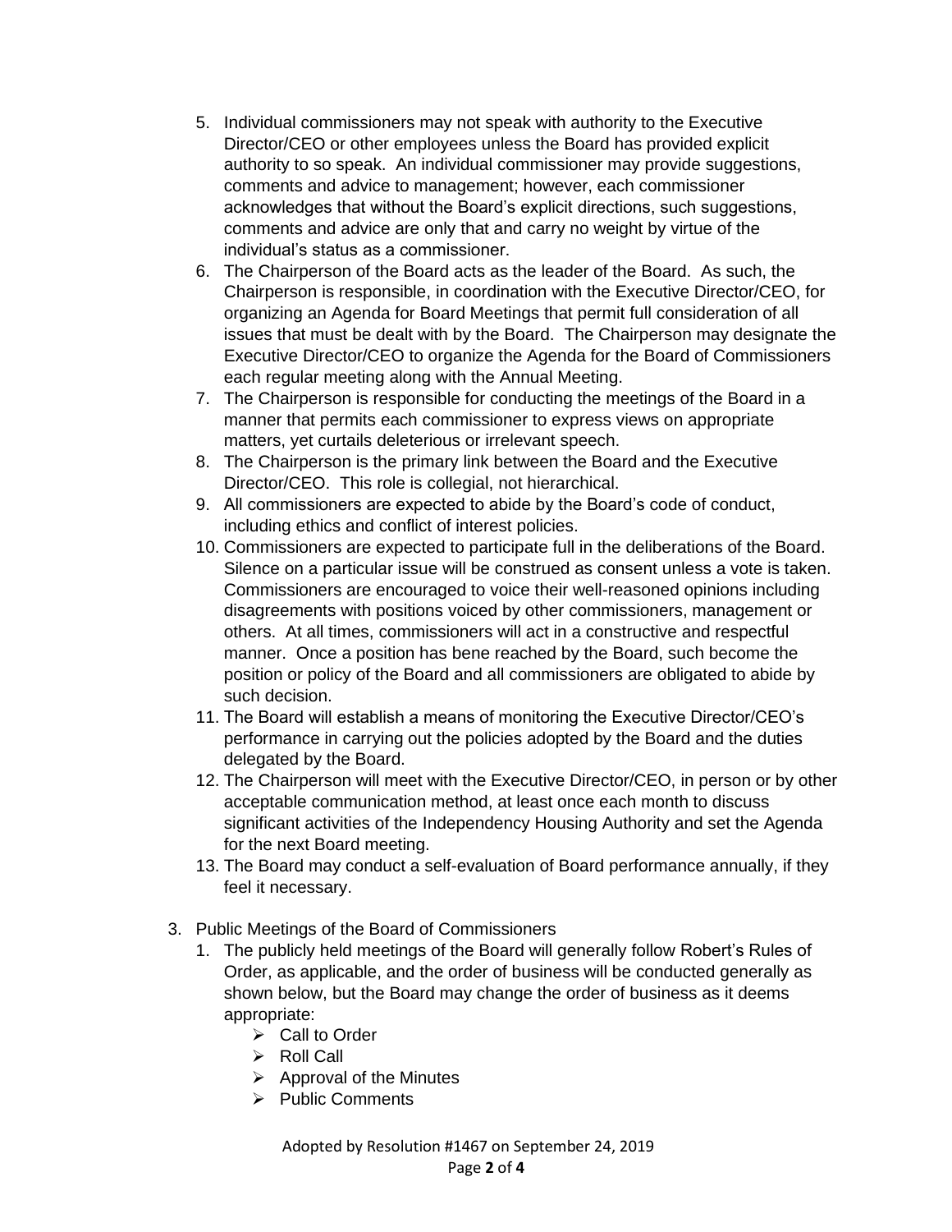5. Individual commissioners may not speak with authority to the Executive Director/CEO or other employees unless the Board has provide explicit authority to so speak. An individual commissioner may provide suggestions, comments and advice to management; however, each commissioner acknowledges that without the Board's explicit directions, such suggestions, comments and advice are only that and carry no weight by virtue of the individual's status as a commissioner.
6. The Chairperson of the Board acts as the leader of the Board. As such, the Chairperson is responsible, in coordination with the Executive Director/CEO, for organizing an Agenda for Board Meetings that permit full consideration of all issues that must be dealt with by the Board. The Chairperson may designate the Executive Director/CEO to organize the Agenda for the Board of Commissioners each regular meeting along with the Annual Meeting.
7. The Chairperson is responsible for conducting the meetings of the Board in a manner that permits each commissioner to express views on appropriate matters, yet curtails deleterious or irrelevant speech.
8. The Chairperson is the primary link between the Board and the Executive Director/CEO. This role is collegial, not hierarchical.
9. All commissioners are expected to abide by the Board's code of conduct, including ethics and conflict of interest policies.
10. Commissioners are expected to participate full in the deliberations of the Board. Silence on a particular issue will be construed as consent unless a vote is taken. Commissioners are encouraged to voice their well-reasoned opinions including disagreements with positions voiced by other commissioners, management or others. At all times, commissioners will act in a constructive and respectful manner. Once a position has bene reached by the Board, such become the position or policy of the Board and all commissioners are obligated to abide by such decision.
11. The Board will establish a means of monitoring the Executive Director/CEO's performance in carrying out the policies adopted by the Board and the duties delegated by the Board.
12. The Chairperson will meet with the Executive Director/CEO, in person or by other acceptable communication method, at least once each month to discuss significant activities of the Independency Housing Authority and set the Agenda for the next Board meeting.
13. The Board may conduct a self-evaluation of Board performance annually, if they feel it necessary.

3. Public Meetings of the Board of Commissioners
   1. The publicly held meetings of the Board will generally follow Robert's Rules of Order, as applicable, and the order of business will be conducted generally as shown below, but the Board may change the order of business as it deems appropriate:
      - Call to Order
      - Roll Call
      - Approval of the Minutes
      - Public Comments

Adopted by Resolution #1467 on September 24, 2019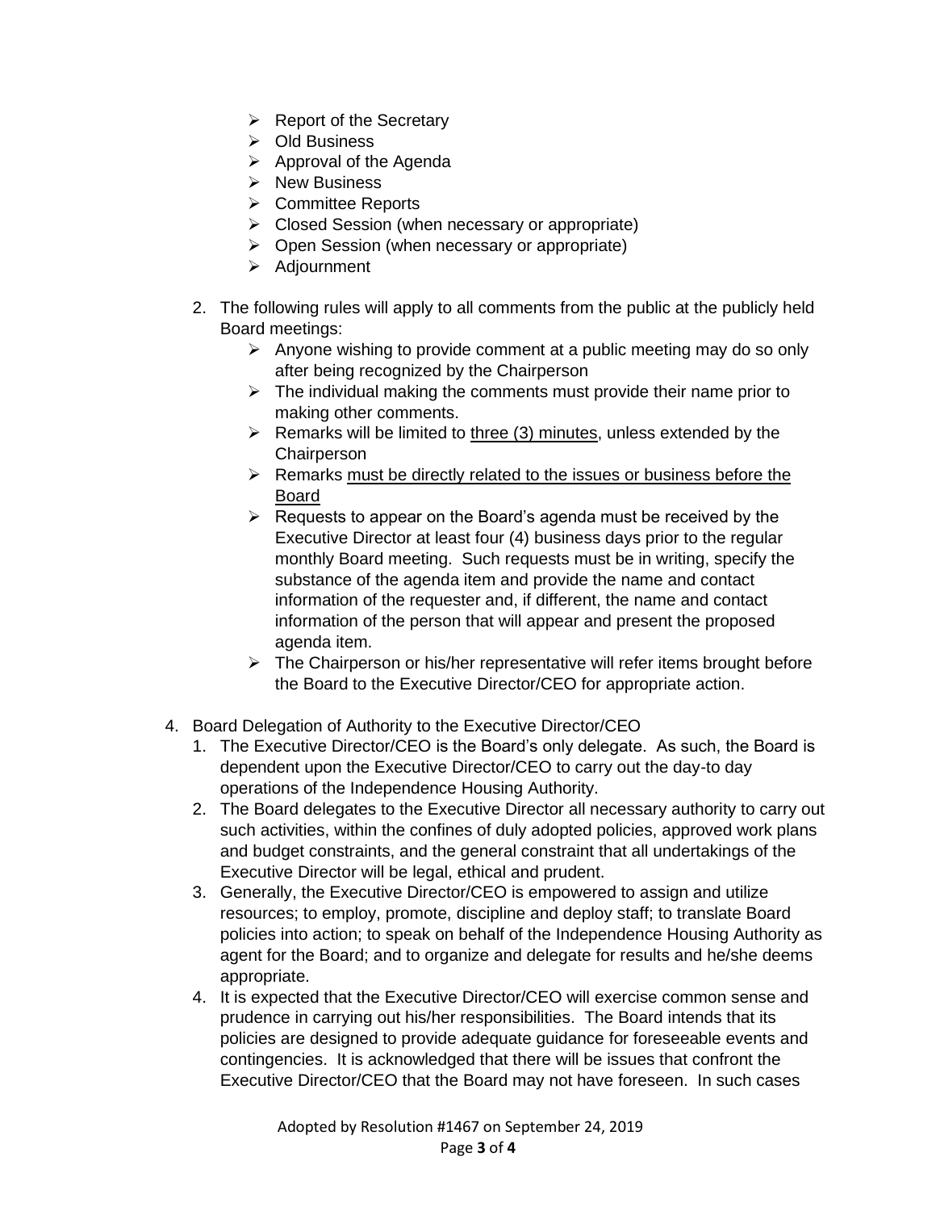- Report of the Secretary
- Old Business
- Approval of the Agenda
- New Business
- Committee Reports
- Closed Session (when necessary or appropriate)
- Open Session (when necessary or appropriate)
- Adjournment

2. The following rules will apply to all comments from the public at the publicly held Board meetings:
   - Anyone wishing to provide comment at a public meeting may do so only after being recognized by the Chairperson
   - The individual making the comments must provide their name prior to making other comments.
   - Remarks will be limited to <u>three (3) minutes</u>, unless extended by the Chairperson
   - Remarks <u>must be directly related to the issues or business before the Board</u>
   - Requests to appear on the Board's agenda must be received by the Executive Director at least four (4) business days prior to the regular monthly Board meeting. Such requests must be in writing, specify the substance of the agenda item and provide the name and contact information of the requester and, if different, the name and contact information of the person that will appear and present the proposed agenda item.
   - The Chairperson or his/her representative will refer items brought before the Board to the Executive Director/CEO for appropriate action.

4. Board Delegation of Authority to the Executive Director/CEO
   1. The Executive Director/CEO is the Board's only delegate. As such, the Board is dependent upon the Executive Director/CEO to carry out the day-to day operations of the Independence Housing Authority.
   2. The Board delegates to the Executive Director all necessary authority to carry out such activities, within the confines of duly adopted policies, approved work plans and budget constraints, and the general constraint that all undertakings of the Executive Director will be legal, ethical and prudent.
   3. Generally, the Executive Director/CEO is empowered to assign and utilize resources; to employ, promote, discipline and deploy staff; to translate Board policies into action; to speak on behalf of the Independence Housing Authority as agent for the Board; and to organize and delegate for results and he/she deems appropriate.
   4. It is expected that the Executive Director/CEO will exercise common sense and prudence in carrying out his/her responsibilities. The Board intends that its policies are designed to provide adequate guidance for foreseeable events and contingencies. It is acknowledged that there will be issues that confront the Executive Director/CEO that the Board may not have foreseen. In such cases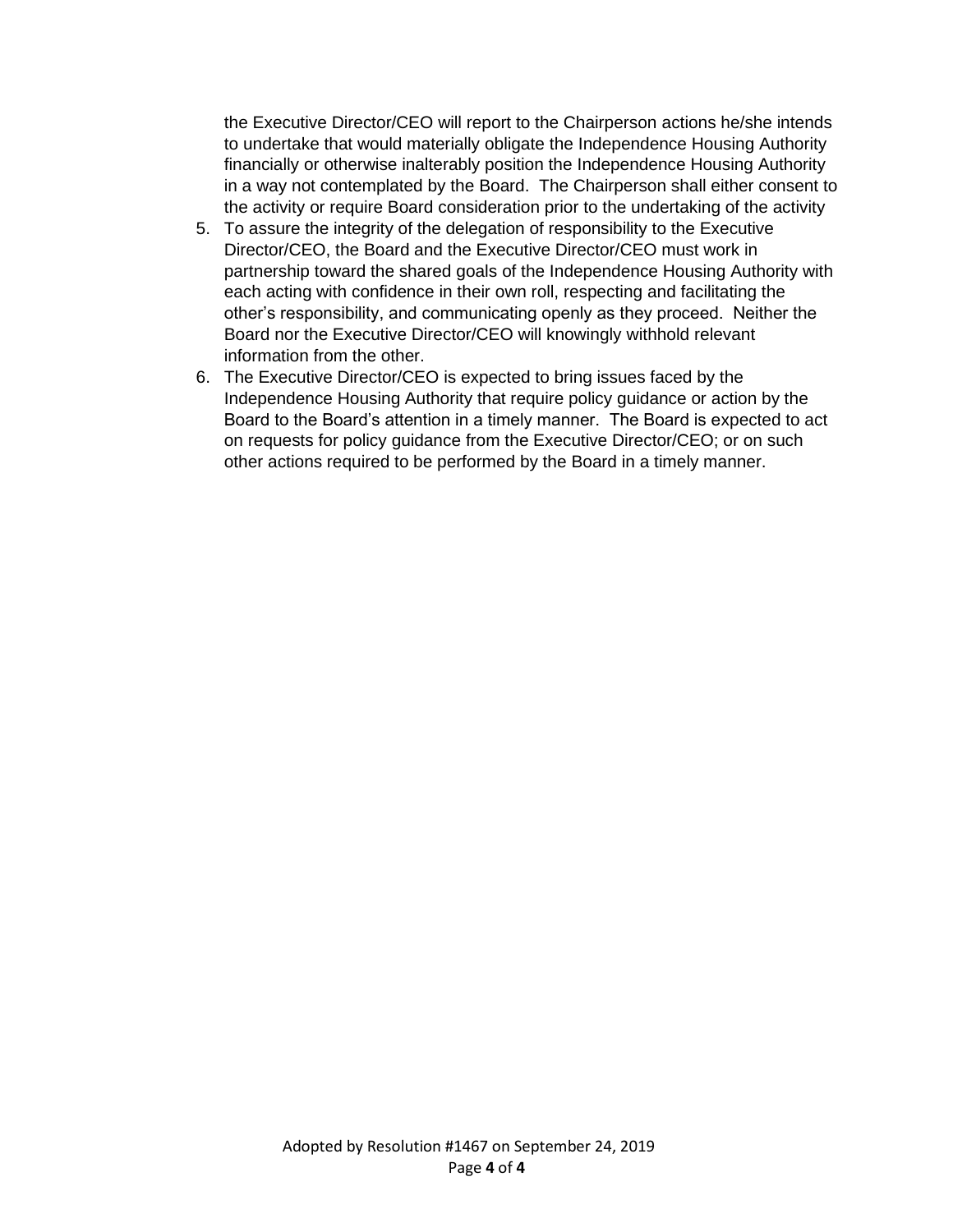the Executive Director/CEO will report to the Chairperson actions he/she intends to undertake that would materially obligate the Independence Housing Authority financially or otherwise inalterably position the Independence Housing Authority in a way not contemplated by the Board. The Chairperson shall either consent to the activity or require Board consideration prior to the undertaking of the activity

5. To assure the integrity of the delegation of responsibility to the Executive Director/CEO, the Board and the Executive Director/CEO must work in partnership toward the shared goals of the Independence Housing Authority with each acting with confidence in their own roll, respecting and facilitating the other's responsibility, and communicating openly as they proceed. Neither the Board nor the Executive Director/CEO will knowingly withhold relevant information from the other.
6. The Executive Director/CEO is expected to bring issues faced by the Independence Housing Authority that require policy guidance or action by the Board to the Board's attention in a timely manner. The Board is expected to act on requests for policy guidance from the Executive Director/CEO; or on such other actions required to be performed by the Board in a timely manner.

Adopted by Resolution #1467 on September 24, 2019